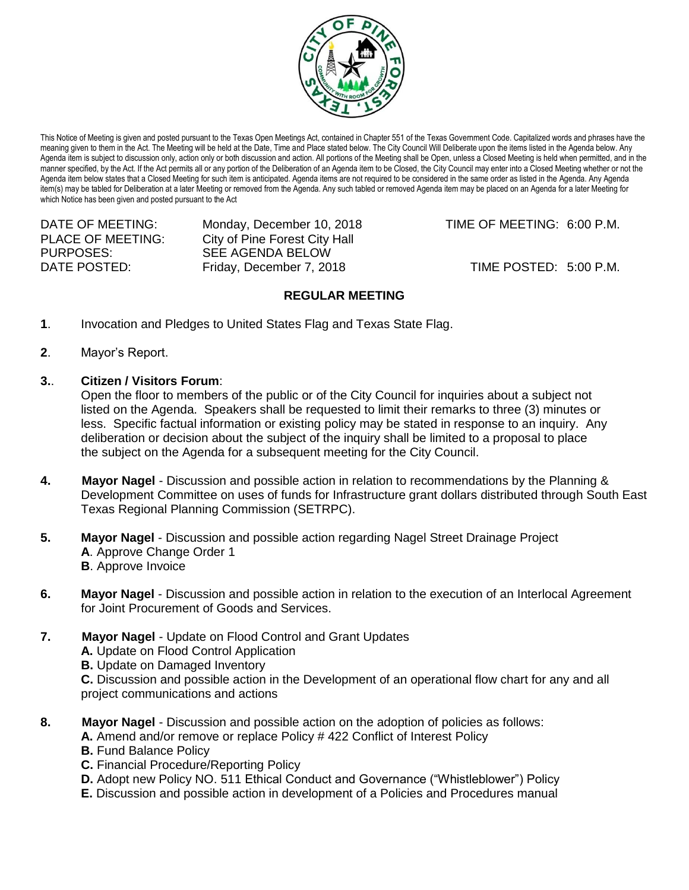This Notice of Meeting is given and posted pursuant to the Texas Open Meetings Act, contained in Chapter 551 of the Texas Government Code. Capitalized words and phrases have the meaning given to them in the Act. The Meeting will be held at the Date, Time and Place stated below. The City Council Will Deliberate upon the items listed in the Agenda below. Any Agenda item is subject to discussion only, action only or both discussion and action. All portions of the Meeting shall be Open, unless a Closed Meeting is held when permitted, and in the manner specified, by the Act. If the Act permits all or any portion of the Deliberation of an Agenda item to be Closed, the City Council may enter into a Closed Meeting whether or not the Agenda item below states that a Closed Meeting for such item is anticipated. Agenda items are not required to be considered in the same order as listed in the Agenda. Any Agenda item(s) may be tabled for Deliberation at a later Meeting or removed from the Agenda. Any such tabled or removed Agenda item may be placed on an Agenda for a later Meeting for which Notice has been given and posted pursuant to the Act

DATE OF MEETING: Monday, December 10, 2018 TIME OF MEETING: 6:00 P.M.
PLACE OF MEETING: City of Pine Forest City Hall
PURPOSES: SEE AGENDA BELOW
DATE POSTED: Friday, December 7, 2018 TIME POSTED: 5:00 P.M.

## REGULAR MEETING

**1**. Invocation and Pledges to United States Flag and Texas State Flag.

**2**. Mayor's Report.

**3.**. **Citizen / Visitors Forum**:
Open the floor to members of the public or of the City Council for inquiries about a subject not listed on the Agenda. Speakers shall be requested to limit their remarks to three (3) minutes or less. Specific factual information or existing policy may be stated in response to an inquiry. Any deliberation or decision about the subject of the inquiry shall be limited to a proposal to place the subject on the Agenda for a subsequent meeting for the City Council.

**4.** **Mayor Nagel** - Discussion and possible action in relation to recommendations by the Planning & Development Committee on uses of funds for Infrastructure grant dollars distributed through South East Texas Regional Planning Commission (SETRPC).

**5.** **Mayor Nagel** - Discussion and possible action regarding Nagel Street Drainage Project
**A**. Approve Change Order 1
**B**. Approve Invoice

**6.** **Mayor Nagel** - Discussion and possible action in relation to the execution of an Interlocal Agreement for Joint Procurement of Goods and Services.

**7.** **Mayor Nagel** - Update on Flood Control and Grant Updates
**A.** Update on Flood Control Application
**B.** Update on Damaged Inventory
**C.** Discussion and possible action in the Development of an operational flow chart for any and all project communications and actions

**8.** **Mayor Nagel** - Discussion and possible action on the adoption of policies as follows:
**A.** Amend and/or remove or replace Policy # 422 Conflict of Interest Policy
**B.** Fund Balance Policy
**C.** Financial Procedure/Reporting Policy
**D.** Adopt new Policy NO. 511 Ethical Conduct and Governance ("Whistleblower") Policy
**E.** Discussion and possible action in development of a Policies and Procedures manual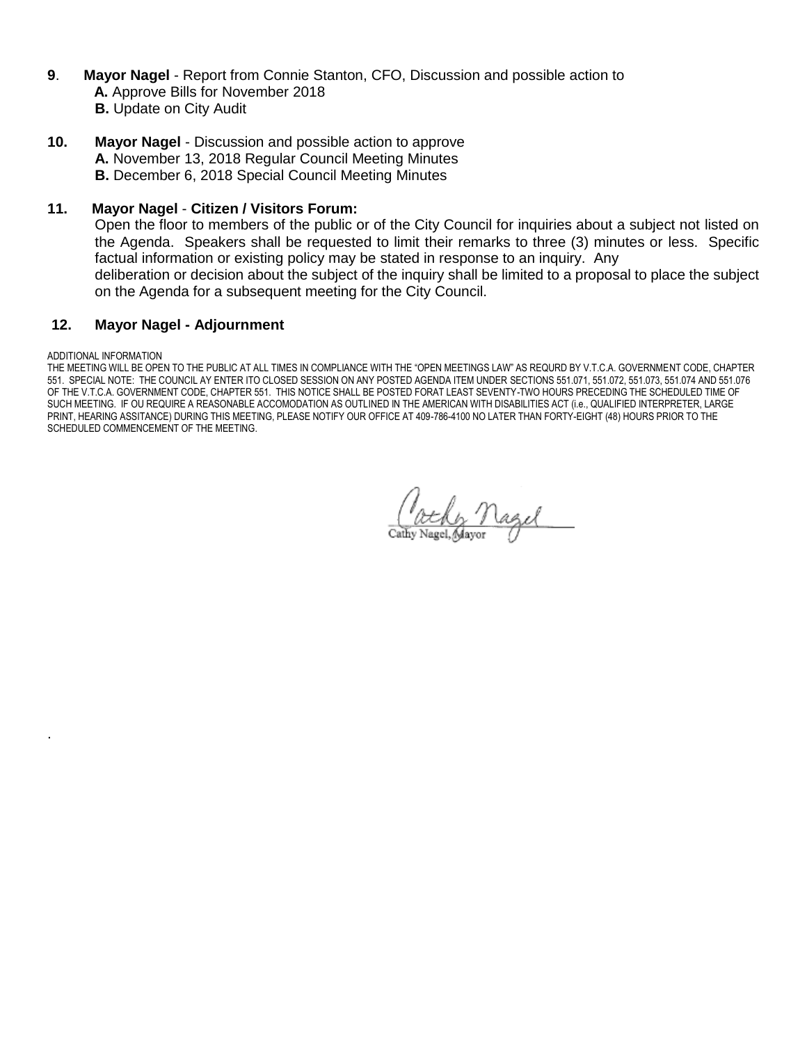**9**. **Mayor Nagel** - Report from Connie Stanton, CFO, Discussion and possible action to
**A.** Approve Bills for November 2018
**B.** Update on City Audit

**10.** **Mayor Nagel** - Discussion and possible action to approve
**A.** November 13, 2018 Regular Council Meeting Minutes
**B.** December 6, 2018 Special Council Meeting Minutes

**11.** **Mayor Nagel** - **Citizen / Visitors Forum:**
Open the floor to members of the public or of the City Council for inquiries about a subject not listed on the Agenda. Speakers shall be requested to limit their remarks to three (3) minutes or less. Specific factual information or existing policy may be stated in response to an inquiry. Any
deliberation or decision about the subject of the inquiry shall be limited to a proposal to place the subject on the Agenda for a subsequent meeting for the City Council.

**12.** **Mayor Nagel - Adjournment**

ADDITIONAL INFORMATION
THE MEETING WILL BE OPEN TO THE PUBLIC AT ALL TIMES IN COMPLIANCE WITH THE "OPEN MEETINGS LAW" AS REQURD BY V.T.C.A. GOVERNMENT CODE, CHAPTER 551. SPECIAL NOTE: THE COUNCIL AY ENTER ITO CLOSED SESSION ON ANY POSTED AGENDA ITEM UNDER SECTIONS 551.071, 551.072, 551.073, 551.074 AND 551.076 OF THE V.T.C.A. GOVERNMENT CODE, CHAPTER 551. THIS NOTICE SHALL BE POSTED FORAT LEAST SEVENTY-TWO HOURS PRECEDING THE SCHEDULED TIME OF SUCH MEETING. IF OU REQUIRE A REASONABLE ACCOMODATION AS OUTLINED IN THE AMERICAN WITH DISABILITIES ACT (i.e., QUALIFIED INTERPRETER, LARGE PRINT, HEARING ASSITANCE) DURING THIS MEETING, PLEASE NOTIFY OUR OFFICE AT 409-786-4100 NO LATER THAN FORTY-EIGHT (48) HOURS PRIOR TO THE SCHEDULED COMMENCEMENT OF THE MEETING.

Cathy Nagel

Cathy Nagel, Mayor

.